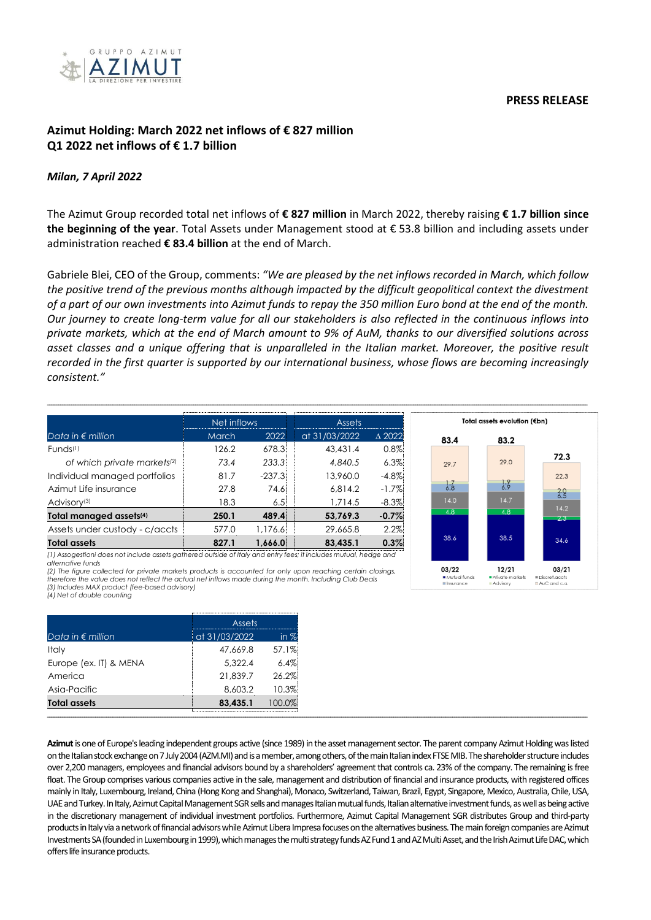**PRESS RELEASE**

## Azimut Holding: March 2022 net inflows of € 827 million
## Q1 2022 net inflows of € 1.7 billion

***Milan, 7 April 2022***

The Azimut Group recorded total net inflows of **€ 827 million** in March 2022, thereby raising **€ 1.7 billion since the beginning of the year**. Total Assets under Management stood at € 53.8 billion and including assets under administration reached **€ 83.4 billion** at the end of March.

Gabriele Blei, CEO of the Group, comments: *"We are pleased by the net inflows recorded in March, which follow the positive trend of the previous months although impacted by the difficult geopolitical context the divestment of a part of our own investments into Azimut funds to repay the 350 million Euro bond at the end of the month. Our journey to create long-term value for all our stakeholders is also reflected in the continuous inflows into private markets, which at the end of March amount to 9% of AuM, thanks to our diversified solutions across asset classes and a unique offering that is unparalleled in the Italian market. Moreover, the positive result recorded in the first quarter is supported by our international business, whose flows are becoming increasingly consistent."*

| | Net inflows | | Assets | |
|---|---|---|---|---|
| *Data in € million* | March | 2022 | at 31/03/2022 | Δ 2022 |
| Funds[1] | 126.2 | 678.3 | 43,431.4 | 0.8% |
| *of which private markets[2]* | *73.4* | *233.3* | *4,840.5* | *6.3%* |
| Individual managed portfolios | 81.7 | -237.3 | 13,960.0 | -4.8% |
| Azimut Life insurance | 27.8 | 74.6 | 6,814.2 | -1.7% |
| Advisory[3] | 18.3 | 6.5 | 1,714.5 | -8.3% |
| **Total managed assets[4]** | **250.1** | **489.4** | **53,769.3** | **-0.7%** |
| Assets under custody - c/accts | 577.0 | 1,176.6 | 29,665.8 | 2.2% |
| **Total assets** | **827.1** | **1,666.0** | **83,435.1** | **0.3%** |

*(1) Assogestioni does not include assets gathered outside of Italy and entry fees; it includes mutual, hedge and alternative funds*
*(2) The figure collected for private markets products is accounted for only upon reaching certain closings, therefore the value does not reflect the actual net inflows made during the month. Including Club Deals*
*(3) Includes MAX product (fee-based advisory)*
*(4) Net of double counting*

**Total assets evolution (€bn)**

| | 03/22 | 12/21 | 03/21 |
|---|---|---|---|
| Total | 83.4 | 83.2 | 72.3 |
| Mutual funds | 38.6 | 38.5 | 34.6 |
| Private markets | 4.8 | 4.8 | 2.3 |
| Discret.accts | 14.0 | 14.7 | 14.2 |
| Insurance | 6.8 | 6.9 | 6.5 |
| Advisory | 1.7 | 1.9 | 2.0 |
| AuC and c.a. | 29.7 | 29.0 | 22.3 |

| | Assets | |
|---|---|---|
| *Data in € million* | at 31/03/2022 | in % |
| Italy | 47,669.8 | 57.1% |
| Europe (ex. IT) & MENA | 5,322.4 | 6.4% |
| America | 21,839.7 | 26.2% |
| Asia-Pacific | 8,603.2 | 10.3% |
| **Total assets** | **83,435.1** | 100.0% |

**Azimut** is one of Europe's leading independent groups active (since 1989) in the asset management sector. The parent company Azimut Holding was listed on the Italian stock exchange on 7 July 2004 (AZM.MI) and is a member, among others, of the main Italian index FTSE MIB. The shareholder structure includes over 2,200 managers, employees and financial advisors bound by a shareholders' agreement that controls ca. 23% of the company. The remaining is free float. The Group comprises various companies active in the sale, management and distribution of financial and insurance products, with registered offices mainly in Italy, Luxembourg, Ireland, China (Hong Kong and Shanghai), Monaco, Switzerland, Taiwan, Brazil, Egypt, Singapore, Mexico, Australia, Chile, USA, UAE and Turkey. In Italy, Azimut Capital Management SGR sells and manages Italian mutual funds, Italian alternative investment funds, as well as being active in the discretionary management of individual investment portfolios. Furthermore, Azimut Capital Management SGR distributes Group and third-party products in Italy via a network of financial advisors while Azimut Libera Impresa focuses on the alternatives business. The main foreign companies are Azimut Investments SA (founded in Luxembourg in 1999), which manages the multi strategy funds AZ Fund 1 and AZ Multi Asset, and the Irish Azimut Life DAC, which offers life insurance products.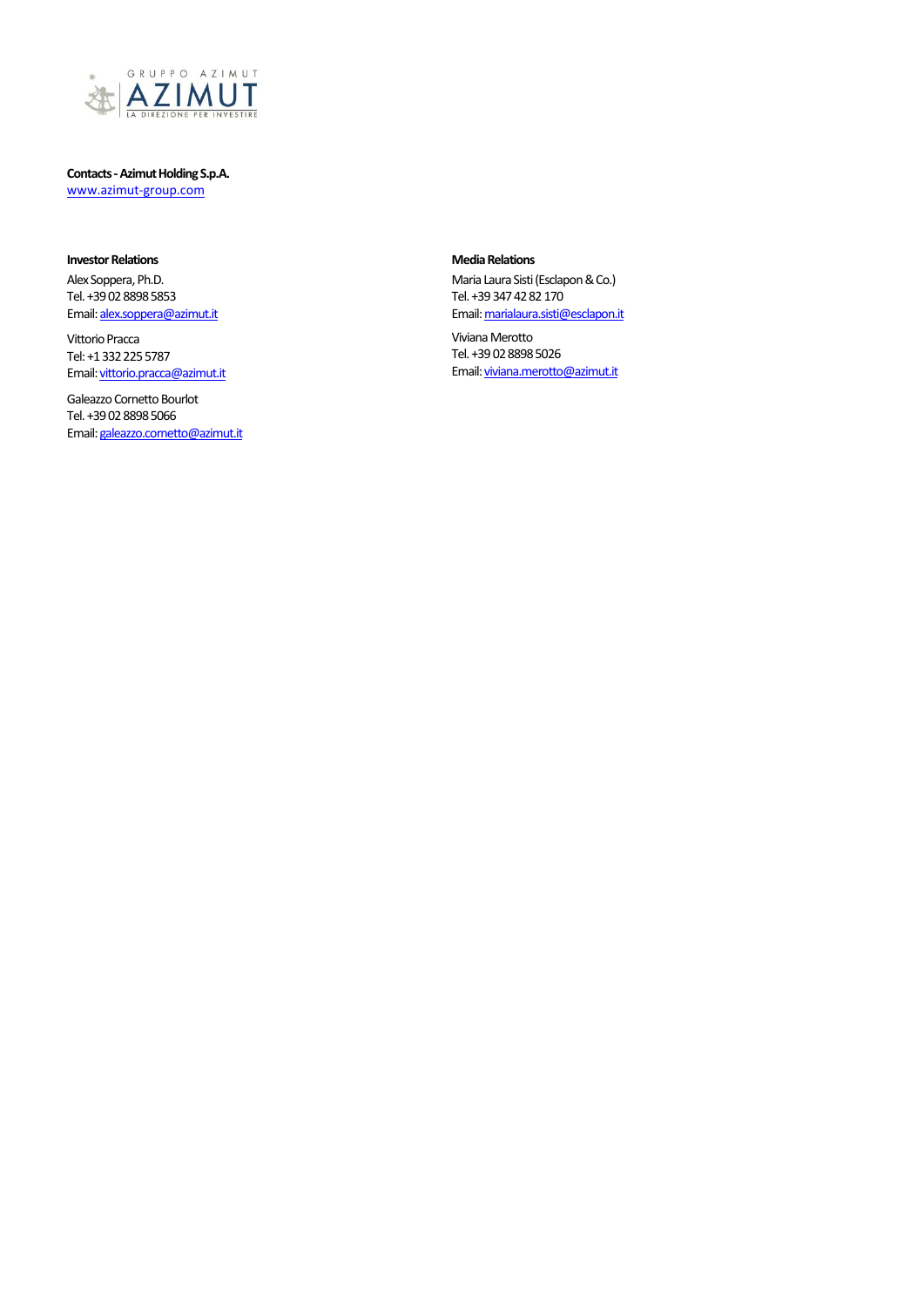**Contacts - Azimut Holding S.p.A.**
www.azimut-group.com

**Investor Relations**

Alex Soppera, Ph.D.
Tel. +39 02 8898 5853
Email: alex.soppera@azimut.it

Vittorio Pracca
Tel: +1 332 225 5787
Email: vittorio.pracca@azimut.it

Galeazzo Cornetto Bourlot
Tel. +39 02 8898 5066
Email: galeazzo.cornetto@azimut.it

**Media Relations**

Maria Laura Sisti (Esclapon & Co.)
Tel. +39 347 42 82 170
Email: marialaura.sisti@esclapon.it

Viviana Merotto
Tel. +39 02 8898 5026
Email: viviana.merotto@azimut.it